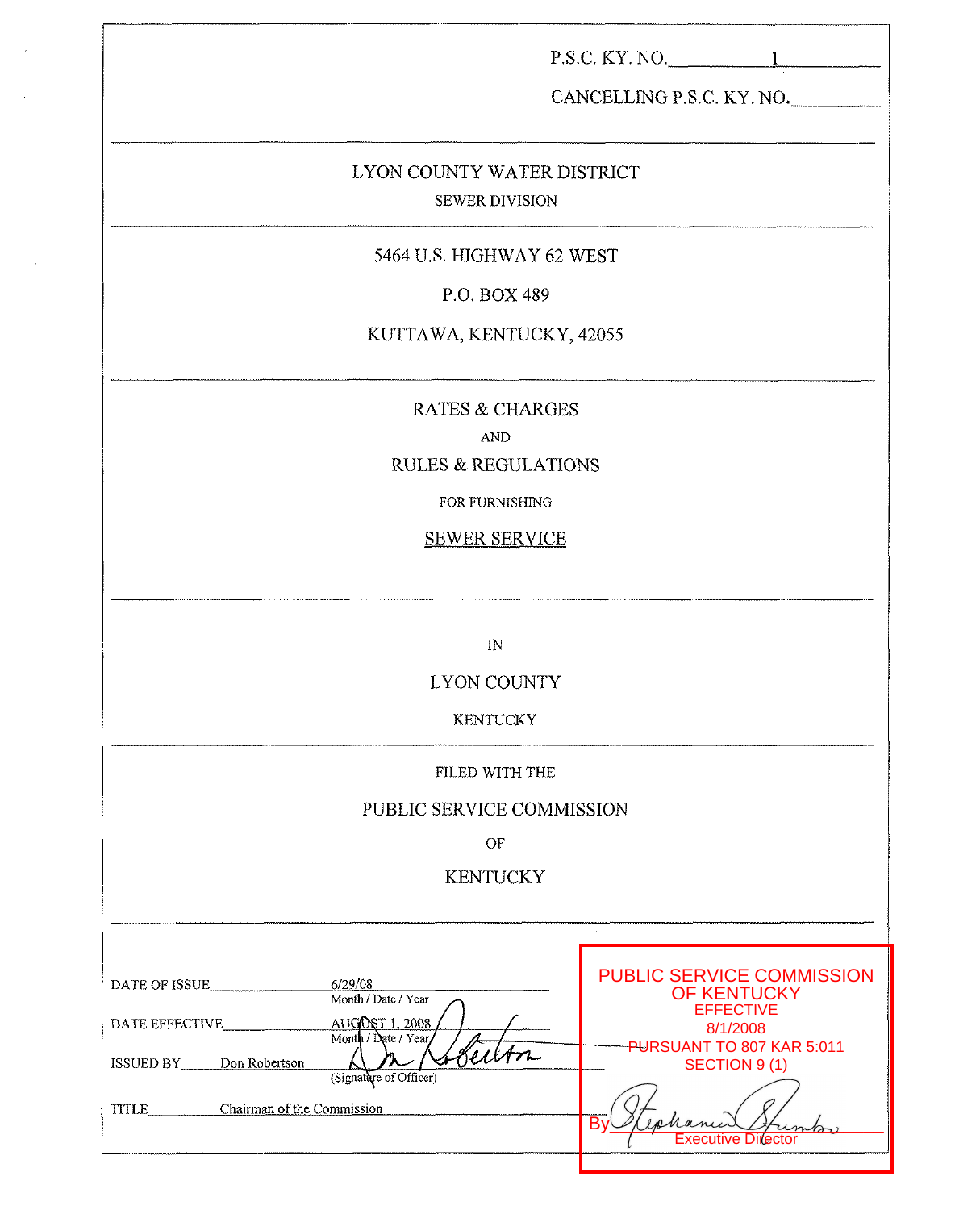P.S.C. KY. NO. 1

CANCELLING P.S.C. KY. NO. \_\_\_\_\_\_\_\_

---

LYON COUNTY WATER DISTRICT

SEWER DIVISION

---

5464 U.S. HIGHWAY 62 WEST

P.O. BOX 489

KUTTAWA, KENTUCKY, 42055

---

RATES & CHARGES

AND

RULES & REGULATIONS

FOR FURNISHING

SEWER SERVICE

---

IN

LYON COUNTY

KENTUCKY

---

FILED WITH THE

PUBLIC SERVICE COMMISSION

OF

KENTUCKY

---

DATE OF ISSUE 6/29/08
Month / Date / Year

DATE EFFECTIVE AUGUST 1, 2008
Month / Date / Year

ISSUED BY Don Robertson
(Signature of Officer)

TITLE Chairman of the Commission

PUBLIC SERVICE COMMISSION OF KENTUCKY
EFFECTIVE
8/1/2008
PURSUANT TO 807 KAR 5:011
SECTION 9 (1)

By \_\_\_\_\_\_\_\_\_\_\_\_\_\_\_\_
Executive Director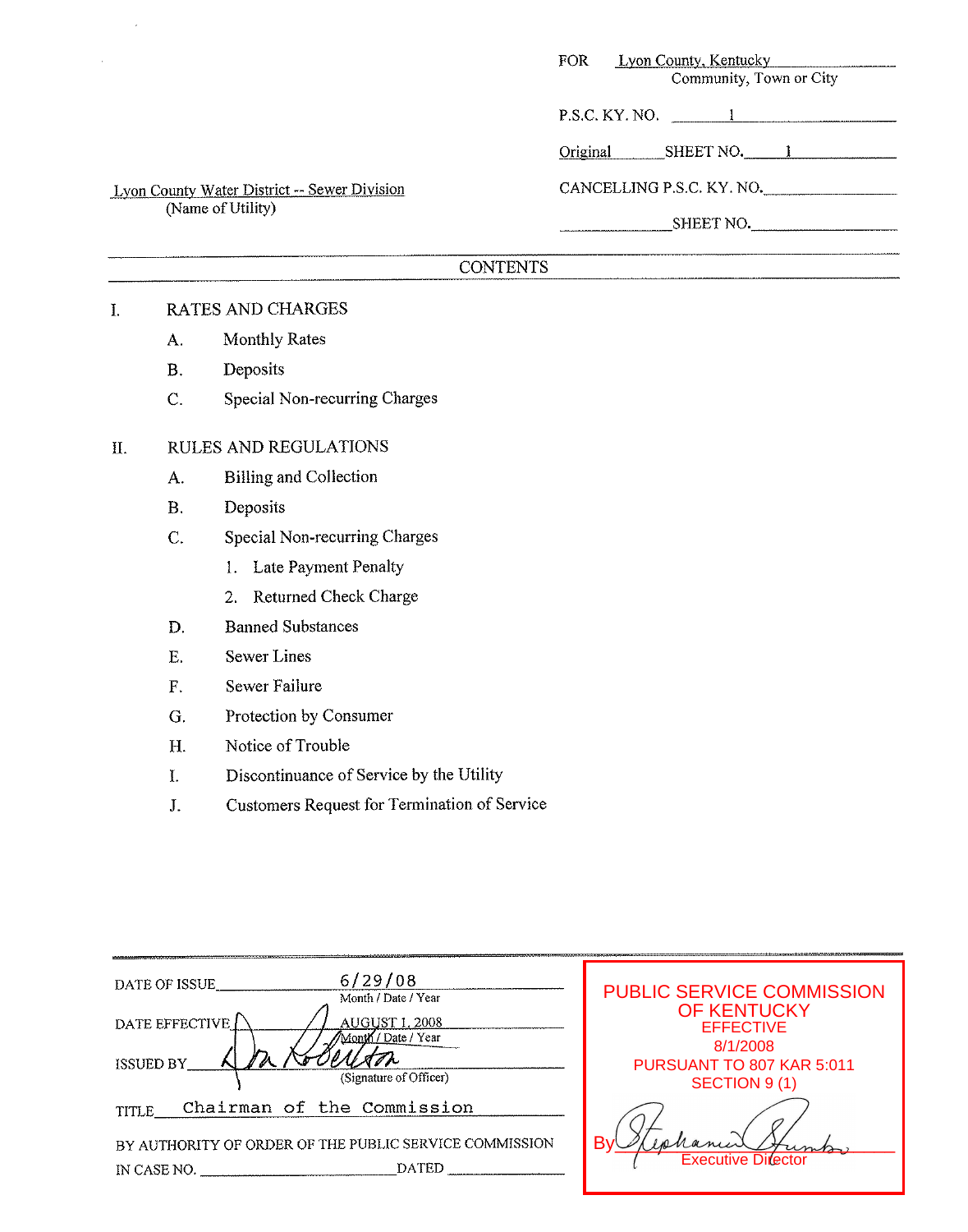FOR Lyon County, Kentucky
Community, Town or City

P.S.C. KY. NO. 1

Original SHEET NO. 1

CANCELLING P.S.C. KY. NO.

SHEET NO.

Lyon County Water District -- Sewer Division
(Name of Utility)

## CONTENTS

I. RATES AND CHARGES

- A. Monthly Rates
- B. Deposits
- C. Special Non-recurring Charges

II. RULES AND REGULATIONS

- A. Billing and Collection
- B. Deposits
- C. Special Non-recurring Charges
  1. Late Payment Penalty
  2. Returned Check Charge
- D. Banned Substances
- E. Sewer Lines
- F. Sewer Failure
- G. Protection by Consumer
- H. Notice of Trouble
- I. Discontinuance of Service by the Utility
- J. Customers Request for Termination of Service

DATE OF ISSUE 6/29/08
Month / Date / Year

DATE EFFECTIVE AUGUST 1, 2008
Month / Date / Year

ISSUED BY [signature]
(Signature of Officer)

TITLE Chairman of the Commission

BY AUTHORITY OF ORDER OF THE PUBLIC SERVICE COMMISSION
IN CASE NO. DATED

PUBLIC SERVICE COMMISSION
OF KENTUCKY
EFFECTIVE
8/1/2008
PURSUANT TO 807 KAR 5:011
SECTION 9 (1)

By [signature]
Executive Director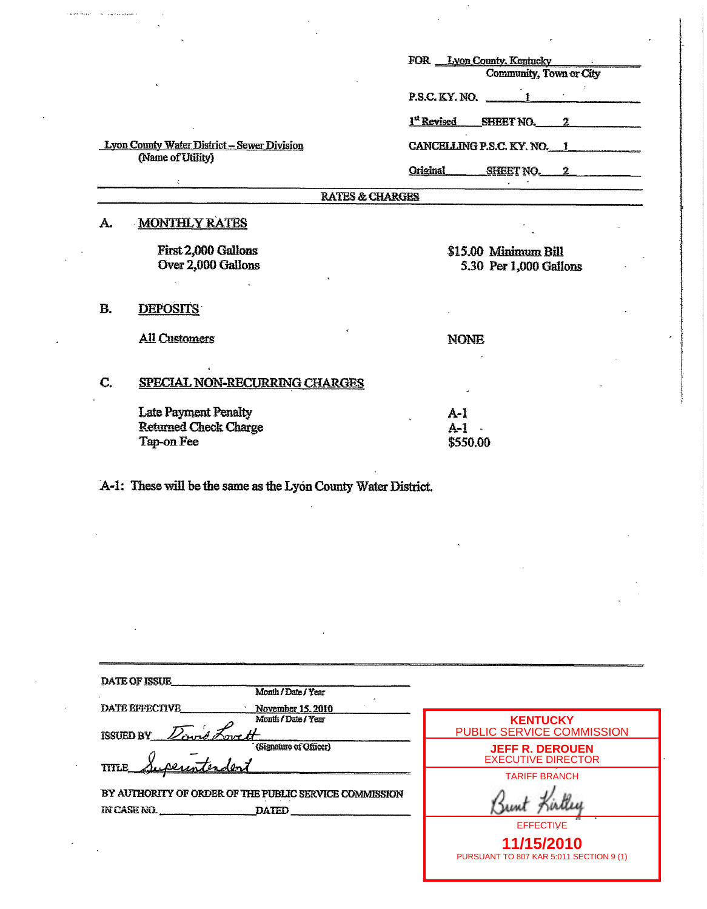FOR Lyon County, Kentucky
Community, Town or City

P.S.C. KY. NO. 1

1st Revised SHEET NO. 2

Lyon County Water District – Sewer Division
(Name of Utility)

CANCELLING P.S.C. KY. NO. 1

Original SHEET NO. 2

## RATES & CHARGES

### A. MONTHLY RATES

| | |
|---|---|
| First 2,000 Gallons | $15.00 Minimum Bill |
| Over 2,000 Gallons | 5.30 Per 1,000 Gallons |

### B. DEPOSITS

| | |
|---|---|
| All Customers | NONE |

### C. SPECIAL NON-RECURRING CHARGES

| | |
|---|---|
| Late Payment Penalty | A-1 |
| Returned Check Charge | A-1 |
| Tap-on Fee | $550.00 |

A-1: These will be the same as the Lyon County Water District.

DATE OF ISSUE ____________________
Month / Date / Year

DATE EFFECTIVE November 15, 2010
Month / Date / Year

ISSUED BY David Lovett
(Signature of Officer)

TITLE Superintendent

BY AUTHORITY OF ORDER OF THE PUBLIC SERVICE COMMISSION
IN CASE NO. ____________ DATED ____________

KENTUCKY
PUBLIC SERVICE COMMISSION
JEFF R. DEROUEN
EXECUTIVE DIRECTOR
TARIFF BRANCH
Bunt Kirtley
EFFECTIVE
11/15/2010
PURSUANT TO 807 KAR 5:011 SECTION 9 (1)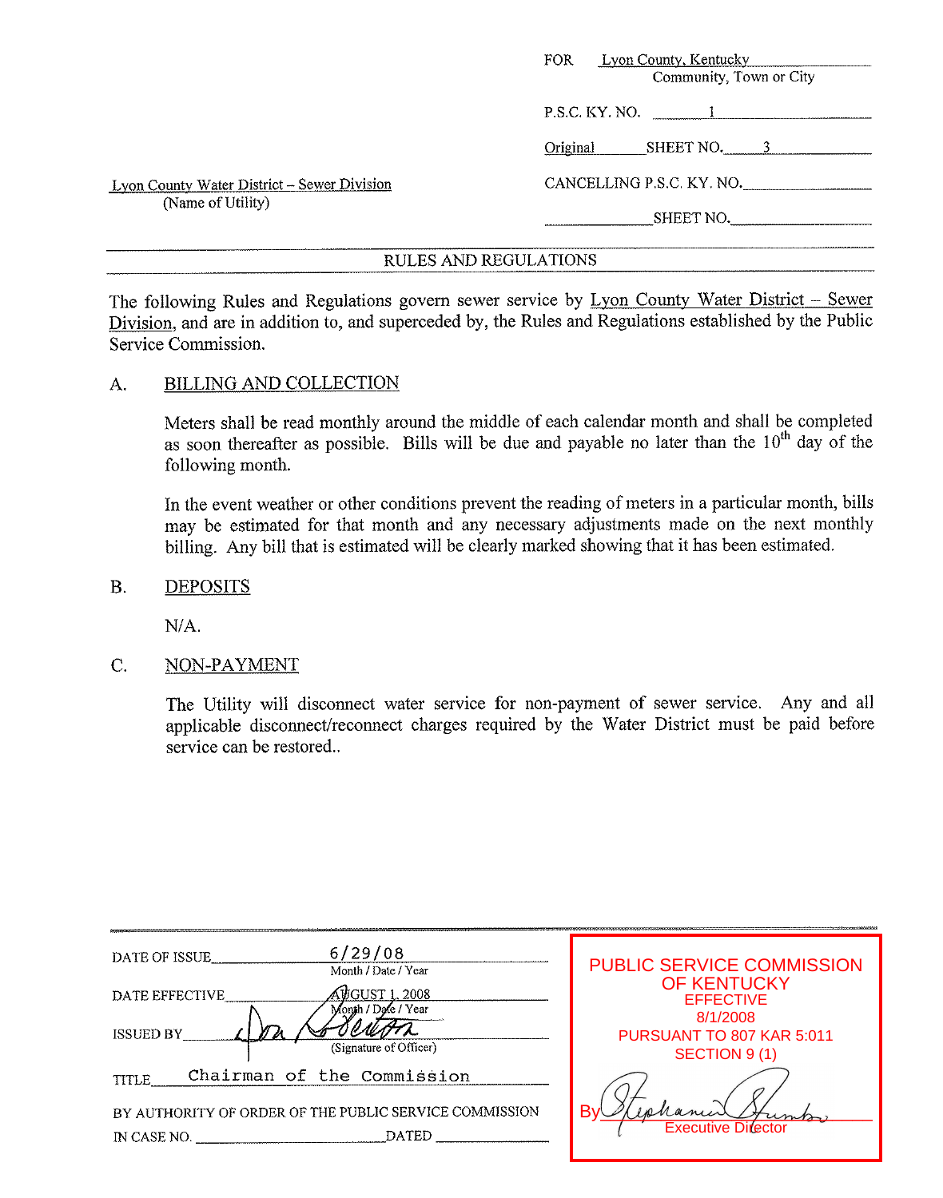FOR Lyon County, Kentucky
Community, Town or City

P.S.C. KY. NO. 1

Original SHEET NO. 3

CANCELLING P.S.C. KY. NO. ________

________ SHEET NO. ________

Lyon County Water District – Sewer Division
(Name of Utility)

## RULES AND REGULATIONS

The following Rules and Regulations govern sewer service by Lyon County Water District – Sewer Division, and are in addition to, and superceded by, the Rules and Regulations established by the Public Service Commission.

### A. BILLING AND COLLECTION

Meters shall be read monthly around the middle of each calendar month and shall be completed as soon thereafter as possible. Bills will be due and payable no later than the 10th day of the following month.

In the event weather or other conditions prevent the reading of meters in a particular month, bills may be estimated for that month and any necessary adjustments made on the next monthly billing. Any bill that is estimated will be clearly marked showing that it has been estimated.

### B. DEPOSITS

N/A.

### C. NON-PAYMENT

The Utility will disconnect water service for non-payment of sewer service. Any and all applicable disconnect/reconnect charges required by the Water District must be paid before service can be restored..

DATE OF ISSUE 6/29/08
Month / Date / Year

DATE EFFECTIVE AUGUST 1, 2008
Month / Date / Year

ISSUED BY Don Benton
(Signature of Officer)

TITLE Chairman of the Commission

BY AUTHORITY OF ORDER OF THE PUBLIC SERVICE COMMISSION
IN CASE NO. ________ DATED ________

PUBLIC SERVICE COMMISSION
OF KENTUCKY
EFFECTIVE
8/1/2008
PURSUANT TO 807 KAR 5:011
SECTION 9 (1)

By Stephanie Stumbo
Executive Director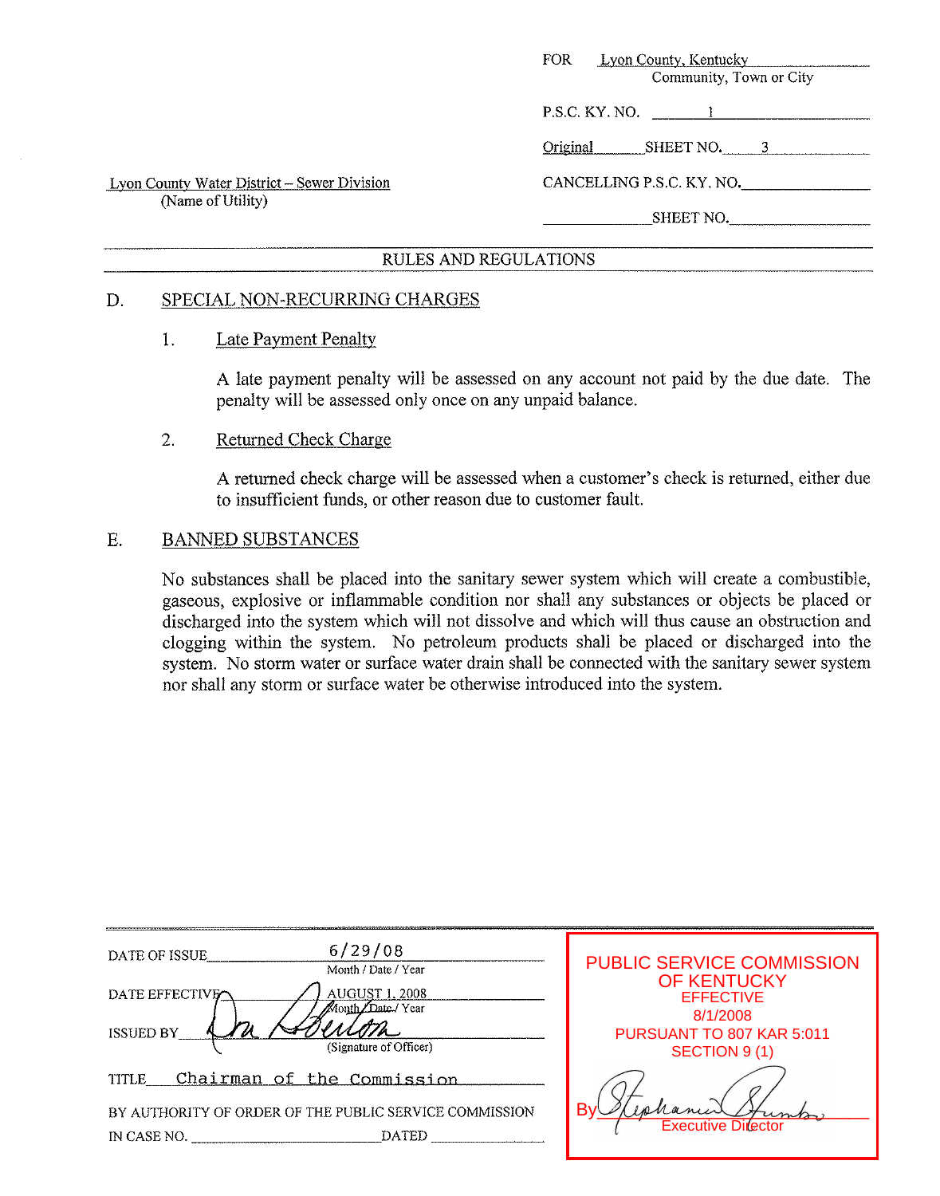FOR Lyon County, Kentucky
Community, Town or City

P.S.C. KY. NO. 1

Original SHEET NO. 3

Lyon County Water District – Sewer Division
(Name of Utility)

CANCELLING P.S.C. KY. NO.

SHEET NO.

RULES AND REGULATIONS

## D. SPECIAL NON-RECURRING CHARGES

### 1. Late Payment Penalty

A late payment penalty will be assessed on any account not paid by the due date. The penalty will be assessed only once on any unpaid balance.

### 2. Returned Check Charge

A returned check charge will be assessed when a customer's check is returned, either due to insufficient funds, or other reason due to customer fault.

## E. BANNED SUBSTANCES

No substances shall be placed into the sanitary sewer system which will create a combustible, gaseous, explosive or inflammable condition nor shall any substances or objects be placed or discharged into the system which will not dissolve and which will thus cause an obstruction and clogging within the system. No petroleum products shall be placed or discharged into the system. No storm water or surface water drain shall be connected with the sanitary sewer system nor shall any storm or surface water be otherwise introduced into the system.

DATE OF ISSUE 6/29/08
Month / Date / Year

DATE EFFECTIVE AUGUST 1, 2008
Month / Date / Year

ISSUED BY (Signature of Officer)

TITLE Chairman of the Commission

BY AUTHORITY OF ORDER OF THE PUBLIC SERVICE COMMISSION

IN CASE NO. DATED

PUBLIC SERVICE COMMISSION OF KENTUCKY
EFFECTIVE
8/1/2008
PURSUANT TO 807 KAR 5:011
SECTION 9 (1)

By
Executive Director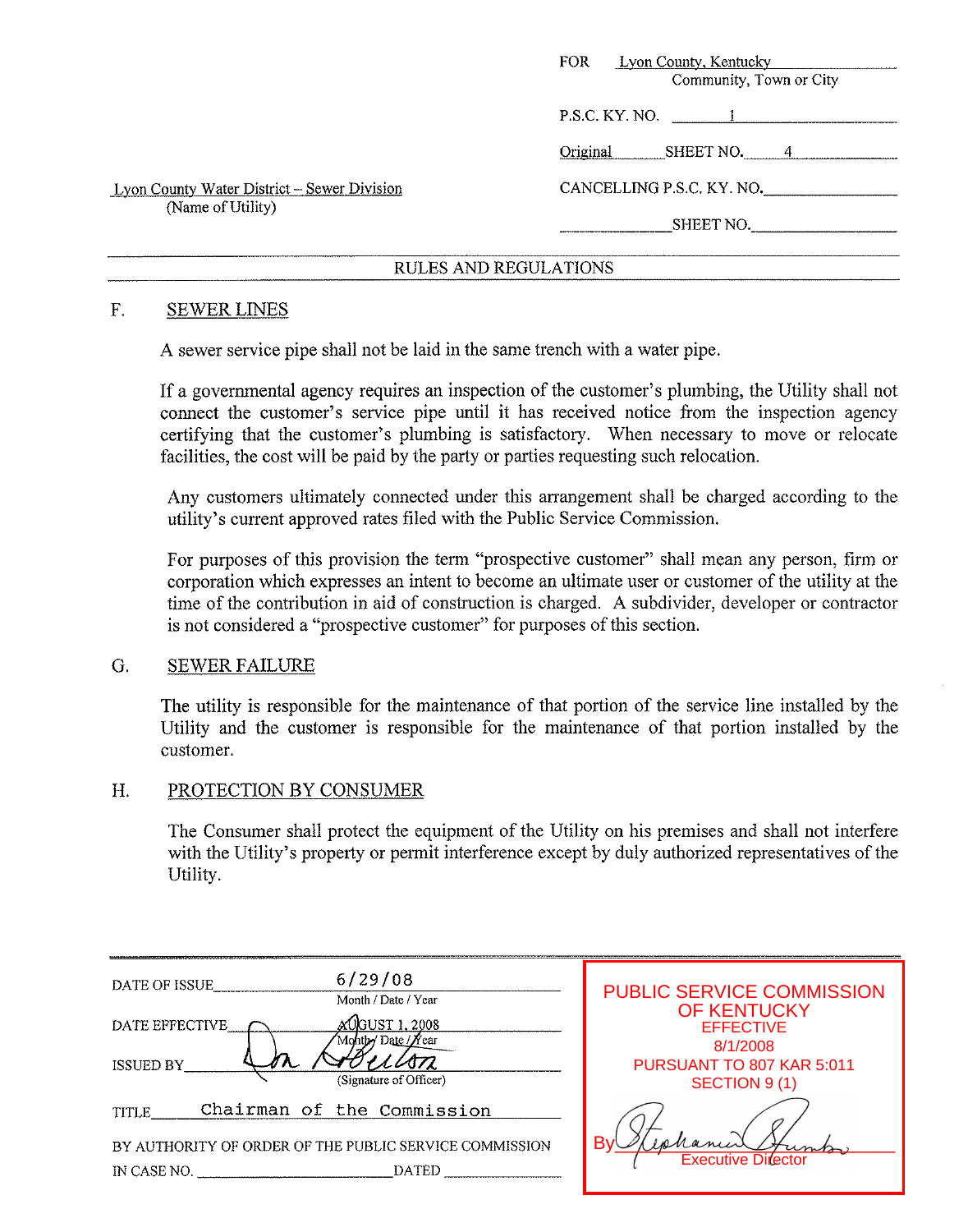FOR Lyon County, Kentucky
Community, Town or City

P.S.C. KY. NO. 1

Original SHEET NO. 4

Lyon County Water District – Sewer Division
(Name of Utility)

CANCELLING P.S.C. KY. NO. ______

______ SHEET NO. ______

RULES AND REGULATIONS

F. SEWER LINES

A sewer service pipe shall not be laid in the same trench with a water pipe.

If a governmental agency requires an inspection of the customer's plumbing, the Utility shall not connect the customer's service pipe until it has received notice from the inspection agency certifying that the customer's plumbing is satisfactory. When necessary to move or relocate facilities, the cost will be paid by the party or parties requesting such relocation.

Any customers ultimately connected under this arrangement shall be charged according to the utility's current approved rates filed with the Public Service Commission.

For purposes of this provision the term "prospective customer" shall mean any person, firm or corporation which expresses an intent to become an ultimate user or customer of the utility at the time of the contribution in aid of construction is charged. A subdivider, developer or contractor is not considered a "prospective customer" for purposes of this section.

G. SEWER FAILURE

The utility is responsible for the maintenance of that portion of the service line installed by the Utility and the customer is responsible for the maintenance of that portion installed by the customer.

H. PROTECTION BY CONSUMER

The Consumer shall protect the equipment of the Utility on his premises and shall not interfere with the Utility's property or permit interference except by duly authorized representatives of the Utility.

DATE OF ISSUE 6/29/08
Month / Date / Year

DATE EFFECTIVE AUGUST 1, 2008
Month / Date / Year

ISSUED BY (Signature of Officer)

TITLE Chairman of the Commission

BY AUTHORITY OF ORDER OF THE PUBLIC SERVICE COMMISSION
IN CASE NO. ______ DATED ______

PUBLIC SERVICE COMMISSION OF KENTUCKY
EFFECTIVE
8/1/2008
PURSUANT TO 807 KAR 5:011
SECTION 9 (1)
By ______
Executive Director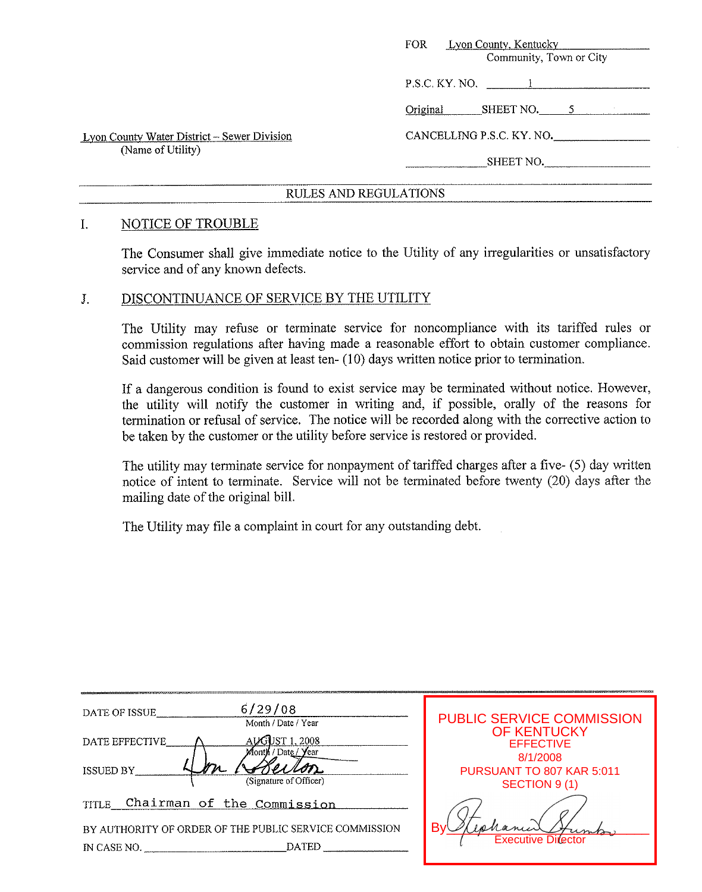FOR Lyon County, Kentucky
Community, Town or City

P.S.C. KY. NO. 1

Original SHEET NO. 5

CANCELLING P.S.C. KY. NO.

SHEET NO.

Lyon County Water District – Sewer Division
(Name of Utility)

RULES AND REGULATIONS

I. NOTICE OF TROUBLE

The Consumer shall give immediate notice to the Utility of any irregularities or unsatisfactory service and of any known defects.

J. DISCONTINUANCE OF SERVICE BY THE UTILITY

The Utility may refuse or terminate service for noncompliance with its tariffed rules or commission regulations after having made a reasonable effort to obtain customer compliance. Said customer will be given at least ten- (10) days written notice prior to termination.

If a dangerous condition is found to exist service may be terminated without notice. However, the utility will notify the customer in writing and, if possible, orally of the reasons for termination or refusal of service. The notice will be recorded along with the corrective action to be taken by the customer or the utility before service is restored or provided.

The utility may terminate service for nonpayment of tariffed charges after a five- (5) day written notice of intent to terminate. Service will not be terminated before twenty (20) days after the mailing date of the original bill.

The Utility may file a complaint in court for any outstanding debt.

DATE OF ISSUE 6/29/08
Month / Date / Year

DATE EFFECTIVE AUGUST 1, 2008
Month / Date / Year

ISSUED BY Don Sexton
(Signature of Officer)

TITLE Chairman of the Commission

BY AUTHORITY OF ORDER OF THE PUBLIC SERVICE COMMISSION
IN CASE NO. DATED

PUBLIC SERVICE COMMISSION OF KENTUCKY
EFFECTIVE
8/1/2008
PURSUANT TO 807 KAR 5:011 SECTION 9 (1)

By Stephanie Stumbo
Executive Director